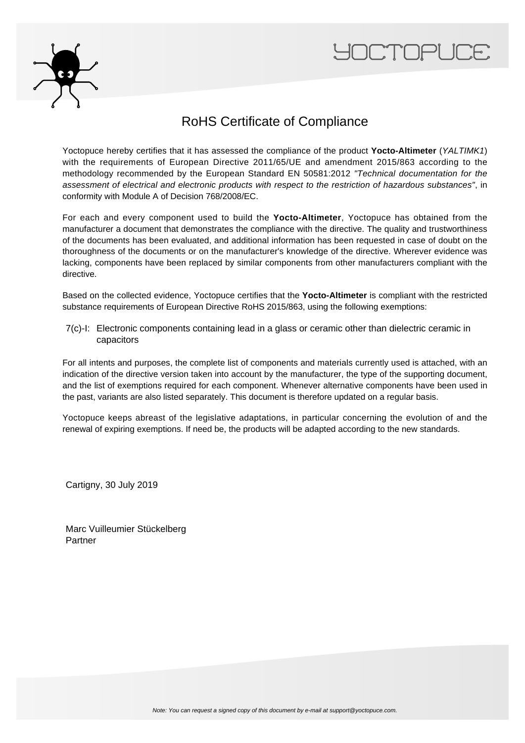# RoHS Certificate of Compliance

Yoctopuce hereby certifies that it has assessed the compliance of the product **Yocto-Altimeter** (*YALTIMK1*) with the requirements of European Directive 2011/65/UE and amendment 2015/863 according to the methodology recommended by the European Standard EN 50581:2012 *"Technical documentation for the assessment of electrical and electronic products with respect to the restriction of hazardous substances"*, in conformity with Module A of Decision 768/2008/EC.

For each and every component used to build the **Yocto-Altimeter**, Yoctopuce has obtained from the manufacturer a document that demonstrates the compliance with the directive. The quality and trustworthiness of the documents has been evaluated, and additional information has been requested in case of doubt on the thoroughness of the documents or on the manufacturer's knowledge of the directive. Wherever evidence was lacking, components have been replaced by similar components from other manufacturers compliant with the directive.

Based on the collected evidence, Yoctopuce certifies that the **Yocto-Altimeter** is compliant with the restricted substance requirements of European Directive RoHS 2015/863, using the following exemptions:

7(c)-I: Electronic components containing lead in a glass or ceramic other than dielectric ceramic in capacitors

For all intents and purposes, the complete list of components and materials currently used is attached, with an indication of the directive version taken into account by the manufacturer, the type of the supporting document, and the list of exemptions required for each component. Whenever alternative components have been used in the past, variants are also listed separately. This document is therefore updated on a regular basis.

Yoctopuce keeps abreast of the legislative adaptations, in particular concerning the evolution of and the renewal of expiring exemptions. If need be, the products will be adapted according to the new standards.

Cartigny, 30 July 2019

Marc Vuilleumier Stückelberg
Partner

*Note: You can request a signed copy of this document by e-mail at support@yoctopuce.com.*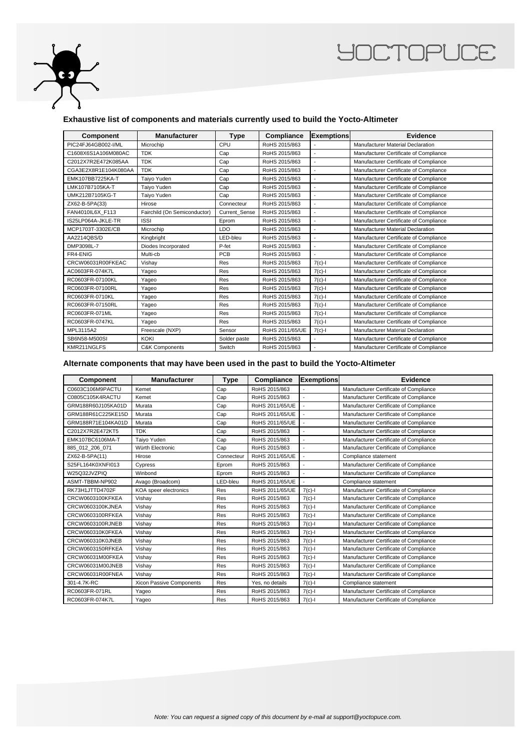### Exhaustive list of components and materials currently used to build the Yocto-Altimeter

| Component | Manufacturer | Type | Compliance | Exemptions | Evidence |
|---|---|---|---|---|---|
| PIC24FJ64GB002-I/ML | Microchip | CPU | RoHS 2015/863 | - | Manufacturer Material Declaration |
| C1608X6S1A106M080AC | TDK | Cap | RoHS 2015/863 | - | Manufacturer Certificate of Compliance |
| C2012X7R2E472K085AA | TDK | Cap | RoHS 2015/863 | - | Manufacturer Certificate of Compliance |
| CGA3E2X8R1E104K080AA | TDK | Cap | RoHS 2015/863 | - | Manufacturer Certificate of Compliance |
| EMK107BB7225KA-T | Taiyo Yuden | Cap | RoHS 2015/863 | - | Manufacturer Certificate of Compliance |
| LMK107B7105KA-T | Taiyo Yuden | Cap | RoHS 2015/863 | - | Manufacturer Certificate of Compliance |
| UMK212B7105KG-T | Taiyo Yuden | Cap | RoHS 2015/863 | - | Manufacturer Certificate of Compliance |
| ZX62-B-5PA(33) | Hirose | Connecteur | RoHS 2015/863 | - | Manufacturer Certificate of Compliance |
| FAN4010IL6X_F113 | Fairchild (On Semiconductor) | Current_Sense | RoHS 2015/863 | - | Manufacturer Certificate of Compliance |
| IS25LP064A-JKLE-TR | ISSI | Eprom | RoHS 2015/863 | - | Manufacturer Certificate of Compliance |
| MCP1703T-3302E/CB | Microchip | LDO | RoHS 2015/863 | - | Manufacturer Material Declaration |
| AA2214QBS/D | Kingbright | LED-bleu | RoHS 2015/863 | - | Manufacturer Certificate of Compliance |
| DMP3098L-7 | Diodes Incorporated | P-fet | RoHS 2015/863 | - | Manufacturer Certificate of Compliance |
| FR4-ENIG | Multi-cb | PCB | RoHS 2015/863 | - | Manufacturer Certificate of Compliance |
| CRCW06031R00FKEAC | Vishay | Res | RoHS 2015/863 | 7(c)-I | Manufacturer Certificate of Compliance |
| AC0603FR-074K7L | Yageo | Res | RoHS 2015/863 | 7(c)-I | Manufacturer Certificate of Compliance |
| RC0603FR-07100KL | Yageo | Res | RoHS 2015/863 | 7(c)-I | Manufacturer Certificate of Compliance |
| RC0603FR-07100RL | Yageo | Res | RoHS 2015/863 | 7(c)-I | Manufacturer Certificate of Compliance |
| RC0603FR-0710KL | Yageo | Res | RoHS 2015/863 | 7(c)-I | Manufacturer Certificate of Compliance |
| RC0603FR-07150RL | Yageo | Res | RoHS 2015/863 | 7(c)-I | Manufacturer Certificate of Compliance |
| RC0603FR-071ML | Yageo | Res | RoHS 2015/863 | 7(c)-I | Manufacturer Certificate of Compliance |
| RC0603FR-0747KL | Yageo | Res | RoHS 2015/863 | 7(c)-I | Manufacturer Certificate of Compliance |
| MPL3115A2 | Freescale (NXP) | Sensor | RoHS 2011/65/UE | 7(c)-I | Manufacturer Material Declaration |
| SB6N58-M500SI | KOKI | Solder paste | RoHS 2015/863 | - | Manufacturer Certificate of Compliance |
| KMR211NGLFS | C&K Components | Switch | RoHS 2015/863 | - | Manufacturer Certificate of Compliance |

### Alternate components that may have been used in the past to build the Yocto-Altimeter

| Component | Manufacturer | Type | Compliance | Exemptions | Evidence |
|---|---|---|---|---|---|
| C0603C106M9PACTU | Kemet | Cap | RoHS 2015/863 | - | Manufacturer Certificate of Compliance |
| C0805C105K4RACTU | Kemet | Cap | RoHS 2015/863 | - | Manufacturer Certificate of Compliance |
| GRM188R60J105KA01D | Murata | Cap | RoHS 2011/65/UE | - | Manufacturer Certificate of Compliance |
| GRM188R61C225KE15D | Murata | Cap | RoHS 2011/65/UE | - | Manufacturer Certificate of Compliance |
| GRM188R71E104KA01D | Murata | Cap | RoHS 2011/65/UE | - | Manufacturer Certificate of Compliance |
| C2012X7R2E472KT5 | TDK | Cap | RoHS 2015/863 | - | Manufacturer Certificate of Compliance |
| EMK107BC6106MA-T | Taiyo Yuden | Cap | RoHS 2015/863 | - | Manufacturer Certificate of Compliance |
| 885_012_206_071 | Würth Electronic | Cap | RoHS 2015/863 | - | Manufacturer Certificate of Compliance |
| ZX62-B-5PA(11) | Hirose | Connecteur | RoHS 2011/65/UE | - | Compliance statement |
| S25FL164K0XNFI013 | Cypress | Eprom | RoHS 2015/863 | - | Manufacturer Certificate of Compliance |
| W25Q32JVZPIQ | Winbond | Eprom | RoHS 2015/863 | - | Manufacturer Certificate of Compliance |
| ASMT-TBBM-NP902 | Avago (Broadcom) | LED-bleu | RoHS 2011/65/UE | - | Compliance statement |
| RK73H1JTTD4702F | KOA speer electronics | Res | RoHS 2011/65/UE | 7(c)-I | Manufacturer Certificate of Compliance |
| CRCW0603100KFKEA | Vishay | Res | RoHS 2015/863 | 7(c)-I | Manufacturer Certificate of Compliance |
| CRCW0603100KJNEA | Vishay | Res | RoHS 2015/863 | 7(c)-I | Manufacturer Certificate of Compliance |
| CRCW0603100RFKEA | Vishay | Res | RoHS 2015/863 | 7(c)-I | Manufacturer Certificate of Compliance |
| CRCW0603100RJNEB | Vishay | Res | RoHS 2015/863 | 7(c)-I | Manufacturer Certificate of Compliance |
| CRCW060310K0FKEA | Vishay | Res | RoHS 2015/863 | 7(c)-I | Manufacturer Certificate of Compliance |
| CRCW060310K0JNEB | Vishay | Res | RoHS 2015/863 | 7(c)-I | Manufacturer Certificate of Compliance |
| CRCW0603150RFKEA | Vishay | Res | RoHS 2015/863 | 7(c)-I | Manufacturer Certificate of Compliance |
| CRCW06031M00FKEA | Vishay | Res | RoHS 2015/863 | 7(c)-I | Manufacturer Certificate of Compliance |
| CRCW06031M00JNEB | Vishay | Res | RoHS 2015/863 | 7(c)-I | Manufacturer Certificate of Compliance |
| CRCW06031R00FNEA | Vishay | Res | RoHS 2015/863 | 7(c)-I | Manufacturer Certificate of Compliance |
| 301-4.7K-RC | Xicon Passive Components | Res | Yes, no details | 7(c)-I | Compliance statement |
| RC0603FR-071RL | Yageo | Res | RoHS 2015/863 | 7(c)-I | Manufacturer Certificate of Compliance |
| RC0603FR-074K7L | Yageo | Res | RoHS 2015/863 | 7(c)-I | Manufacturer Certificate of Compliance |

*Note: You can request a signed copy of this document by e-mail at support@yoctopuce.com.*